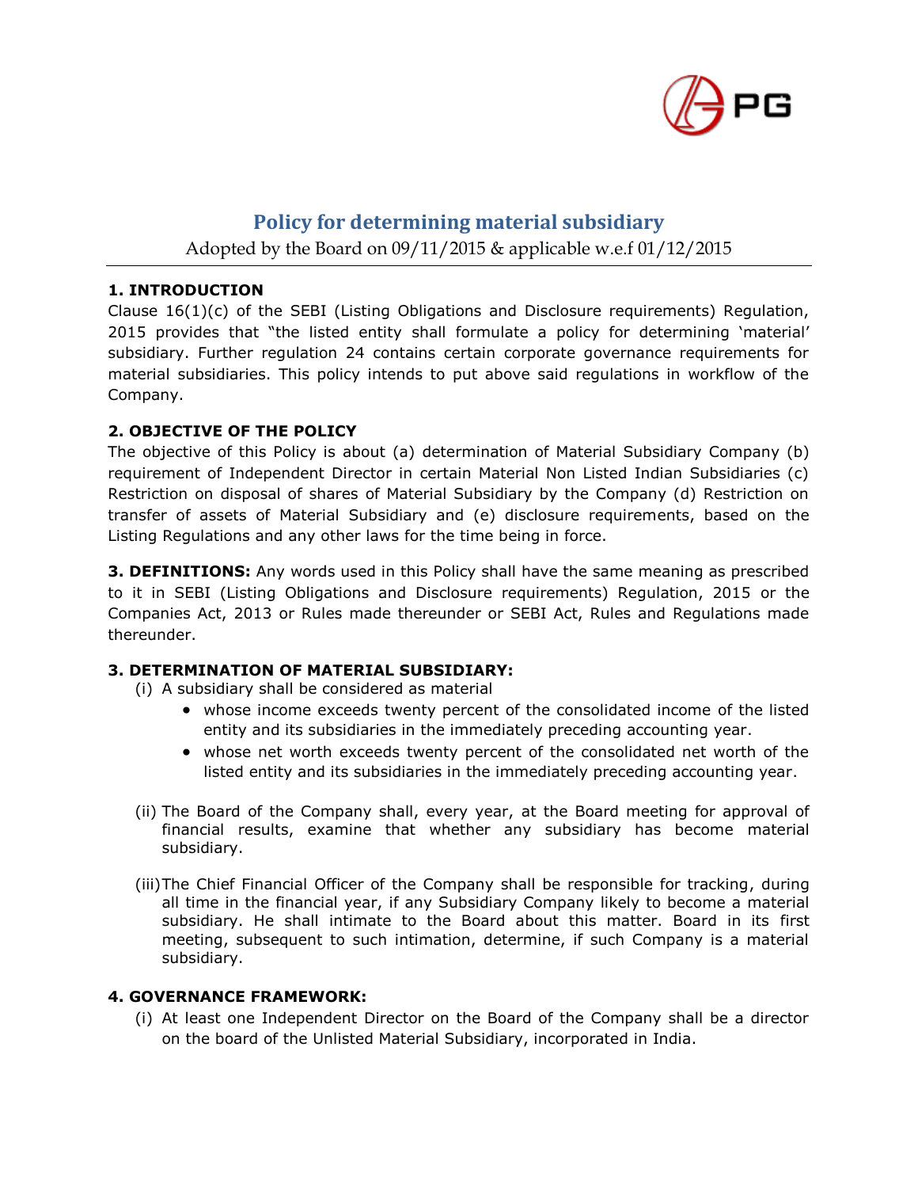# Policy for determining material subsidiary

Adopted by the Board on 09/11/2015 & applicable w.e.f 01/12/2015

### 1. INTRODUCTION

Clause 16(1)(c) of the SEBI (Listing Obligations and Disclosure requirements) Regulation, 2015 provides that "the listed entity shall formulate a policy for determining 'material' subsidiary. Further regulation 24 contains certain corporate governance requirements for material subsidiaries. This policy intends to put above said regulations in workflow of the Company.

### 2. OBJECTIVE OF THE POLICY

The objective of this Policy is about (a) determination of Material Subsidiary Company (b) requirement of Independent Director in certain Material Non Listed Indian Subsidiaries (c) Restriction on disposal of shares of Material Subsidiary by the Company (d) Restriction on transfer of assets of Material Subsidiary and (e) disclosure requirements, based on the Listing Regulations and any other laws for the time being in force.

**3. DEFINITIONS:** Any words used in this Policy shall have the same meaning as prescribed to it in SEBI (Listing Obligations and Disclosure requirements) Regulation, 2015 or the Companies Act, 2013 or Rules made thereunder or SEBI Act, Rules and Regulations made thereunder.

### 3. DETERMINATION OF MATERIAL SUBSIDIARY:

(i) A subsidiary shall be considered as material

- whose income exceeds twenty percent of the consolidated income of the listed entity and its subsidiaries in the immediately preceding accounting year.
- whose net worth exceeds twenty percent of the consolidated net worth of the listed entity and its subsidiaries in the immediately preceding accounting year.

(ii) The Board of the Company shall, every year, at the Board meeting for approval of financial results, examine that whether any subsidiary has become material subsidiary.

(iii) The Chief Financial Officer of the Company shall be responsible for tracking, during all time in the financial year, if any Subsidiary Company likely to become a material subsidiary. He shall intimate to the Board about this matter. Board in its first meeting, subsequent to such intimation, determine, if such Company is a material subsidiary.

### 4. GOVERNANCE FRAMEWORK:

(i) At least one Independent Director on the Board of the Company shall be a director on the board of the Unlisted Material Subsidiary, incorporated in India.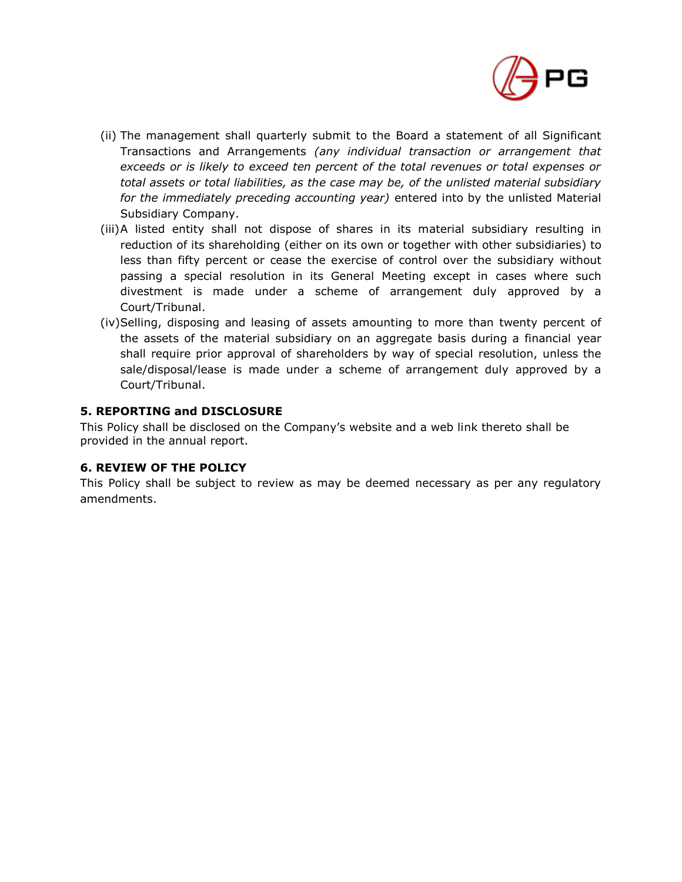(ii) The management shall quarterly submit to the Board a statement of all Significant Transactions and Arrangements *(any individual transaction or arrangement that exceeds or is likely to exceed ten percent of the total revenues or total expenses or total assets or total liabilities, as the case may be, of the unlisted material subsidiary for the immediately preceding accounting year)* entered into by the unlisted Material Subsidiary Company.

(iii) A listed entity shall not dispose of shares in its material subsidiary resulting in reduction of its shareholding (either on its own or together with other subsidiaries) to less than fifty percent or cease the exercise of control over the subsidiary without passing a special resolution in its General Meeting except in cases where such divestment is made under a scheme of arrangement duly approved by a Court/Tribunal.

(iv) Selling, disposing and leasing of assets amounting to more than twenty percent of the assets of the material subsidiary on an aggregate basis during a financial year shall require prior approval of shareholders by way of special resolution, unless the sale/disposal/lease is made under a scheme of arrangement duly approved by a Court/Tribunal.

## 5. REPORTING and DISCLOSURE

This Policy shall be disclosed on the Company's website and a web link thereto shall be provided in the annual report.

## 6. REVIEW OF THE POLICY

This Policy shall be subject to review as may be deemed necessary as per any regulatory amendments.